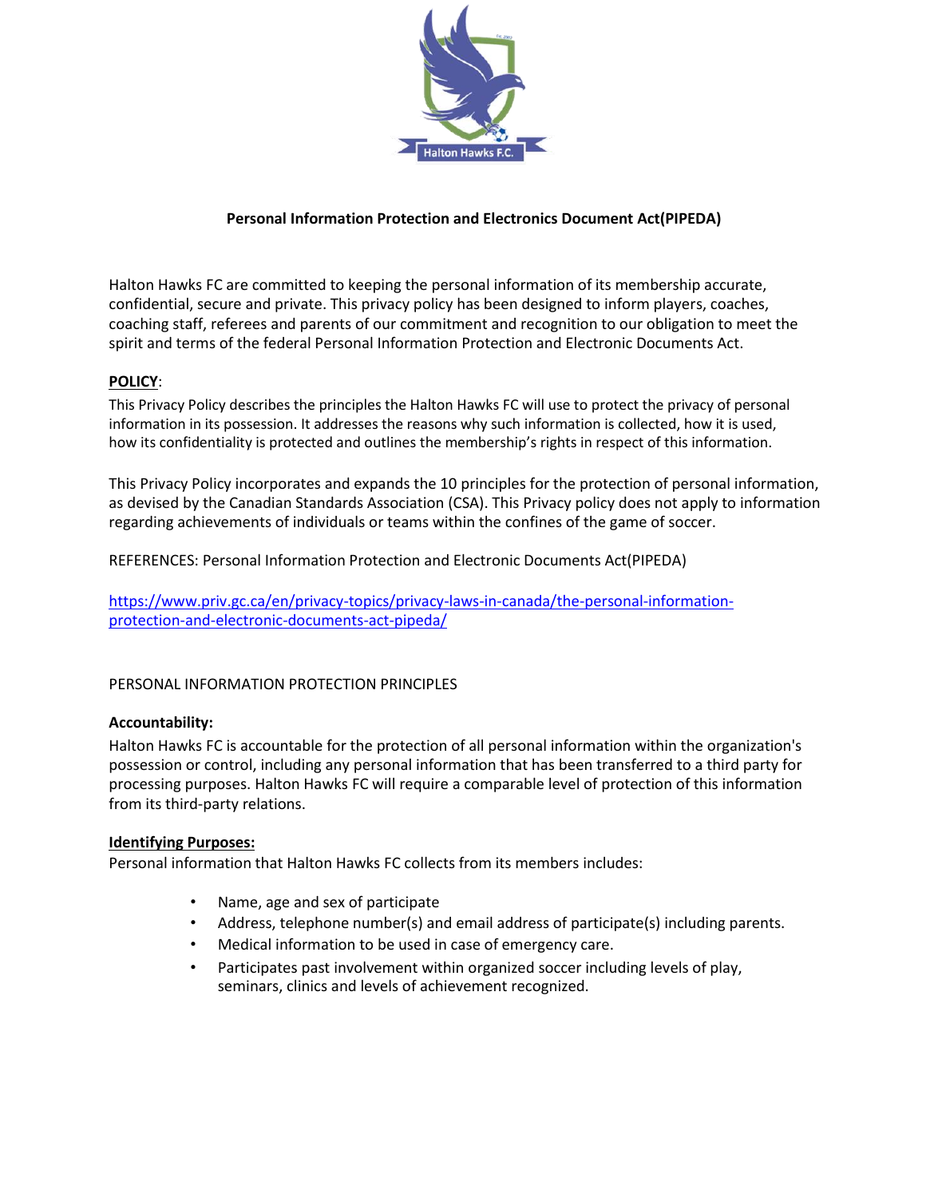**Personal Information Protection and Electronics Document Act(PIPEDA)**

Halton Hawks FC are committed to keeping the personal information of its membership accurate, confidential, secure and private. This privacy policy has been designed to inform players, coaches, coaching staff, referees and parents of our commitment and recognition to our obligation to meet the spirit and terms of the federal Personal Information Protection and Electronic Documents Act.

**POLICY**:

This Privacy Policy describes the principles the Halton Hawks FC will use to protect the privacy of personal information in its possession. It addresses the reasons why such information is collected, how it is used, how its confidentiality is protected and outlines the membership's rights in respect of this information.

This Privacy Policy incorporates and expands the 10 principles for the protection of personal information, as devised by the Canadian Standards Association (CSA). This Privacy policy does not apply to information regarding achievements of individuals or teams within the confines of the game of soccer.

REFERENCES: Personal Information Protection and Electronic Documents Act(PIPEDA)

https://www.priv.gc.ca/en/privacy-topics/privacy-laws-in-canada/the-personal-information-protection-and-electronic-documents-act-pipeda/

PERSONAL INFORMATION PROTECTION PRINCIPLES

**Accountability:**

Halton Hawks FC is accountable for the protection of all personal information within the organization's possession or control, including any personal information that has been transferred to a third party for processing purposes. Halton Hawks FC will require a comparable level of protection of this information from its third-party relations.

**Identifying Purposes:**

Personal information that Halton Hawks FC collects from its members includes:

- Name, age and sex of participate
- Address, telephone number(s) and email address of participate(s) including parents.
- Medical information to be used in case of emergency care.
- Participates past involvement within organized soccer including levels of play, seminars, clinics and levels of achievement recognized.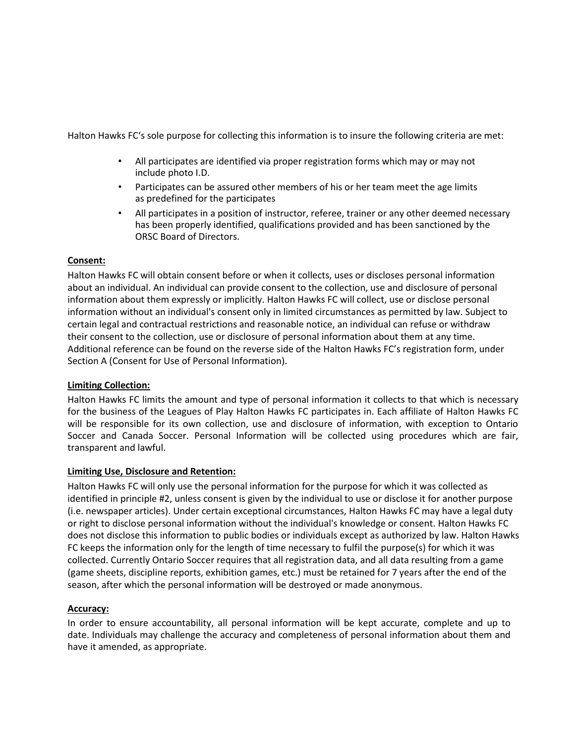Halton Hawks FC's sole purpose for collecting this information is to insure the following criteria are met:

- All participates are identified via proper registration forms which may or may not include photo I.D.
- Participates can be assured other members of his or her team meet the age limits as predefined for the participates
- All participates in a position of instructor, referee, trainer or any other deemed necessary has been properly identified, qualifications provided and has been sanctioned by the ORSC Board of Directors.

**Consent:**

Halton Hawks FC will obtain consent before or when it collects, uses or discloses personal information about an individual. An individual can provide consent to the collection, use and disclosure of personal information about them expressly or implicitly. Halton Hawks FC will collect, use or disclose personal information without an individual's consent only in limited circumstances as permitted by law. Subject to certain legal and contractual restrictions and reasonable notice, an individual can refuse or withdraw their consent to the collection, use or disclosure of personal information about them at any time. Additional reference can be found on the reverse side of the Halton Hawks FC's registration form, under Section A (Consent for Use of Personal Information).

**Limiting Collection:**

Halton Hawks FC limits the amount and type of personal information it collects to that which is necessary for the business of the Leagues of Play Halton Hawks FC participates in. Each affiliate of Halton Hawks FC will be responsible for its own collection, use and disclosure of information, with exception to Ontario Soccer and Canada Soccer. Personal Information will be collected using procedures which are fair, transparent and lawful.

**Limiting Use, Disclosure and Retention:**

Halton Hawks FC will only use the personal information for the purpose for which it was collected as identified in principle #2, unless consent is given by the individual to use or disclose it for another purpose (i.e. newspaper articles). Under certain exceptional circumstances, Halton Hawks FC may have a legal duty or right to disclose personal information without the individual's knowledge or consent. Halton Hawks FC does not disclose this information to public bodies or individuals except as authorized by law. Halton Hawks FC keeps the information only for the length of time necessary to fulfil the purpose(s) for which it was collected. Currently Ontario Soccer requires that all registration data, and all data resulting from a game (game sheets, discipline reports, exhibition games, etc.) must be retained for 7 years after the end of the season, after which the personal information will be destroyed or made anonymous.

**Accuracy:**

In order to ensure accountability, all personal information will be kept accurate, complete and up to date. Individuals may challenge the accuracy and completeness of personal information about them and have it amended, as appropriate.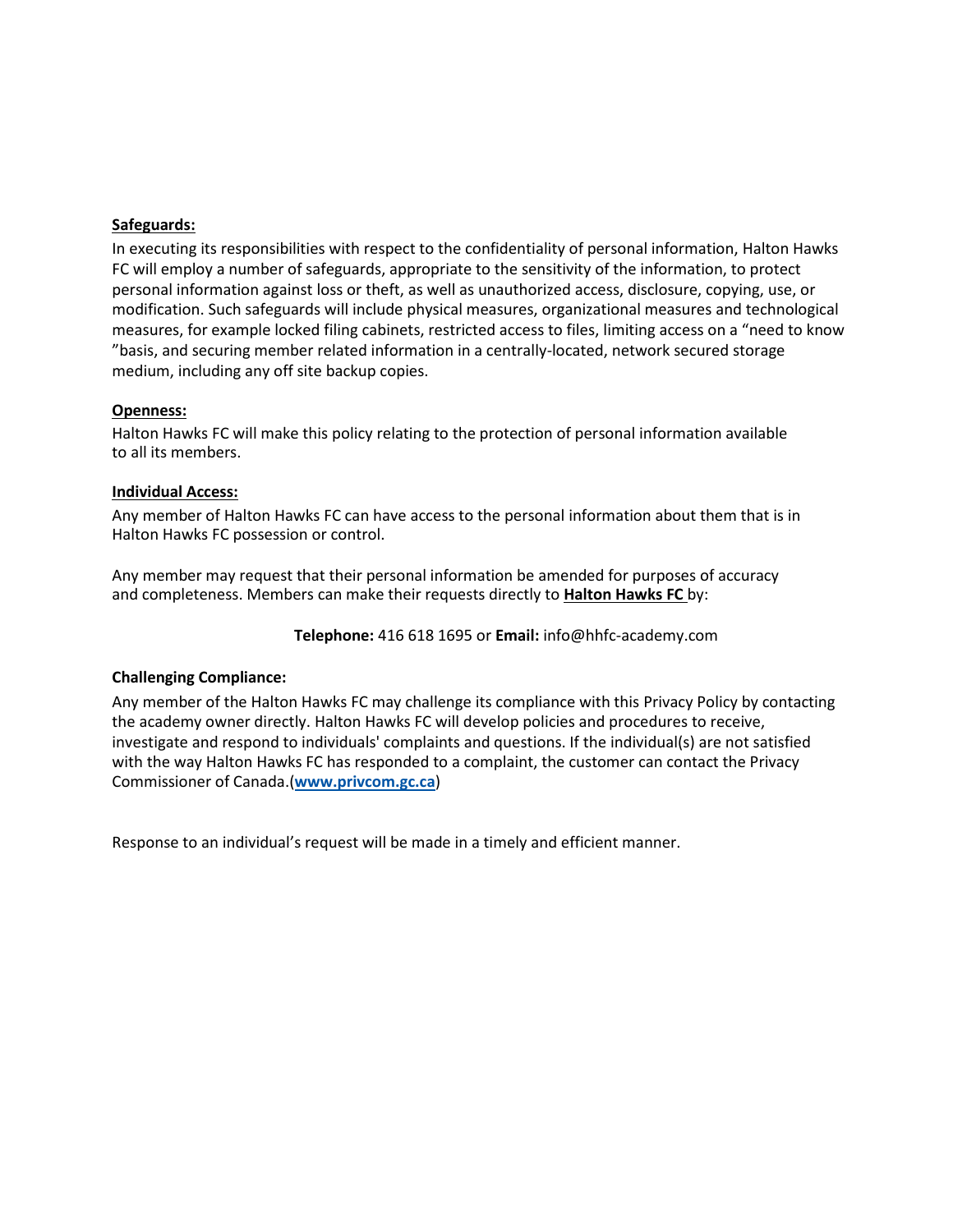**Safeguards:**

In executing its responsibilities with respect to the confidentiality of personal information, Halton Hawks FC will employ a number of safeguards, appropriate to the sensitivity of the information, to protect personal information against loss or theft, as well as unauthorized access, disclosure, copying, use, or modification. Such safeguards will include physical measures, organizational measures and technological measures, for example locked filing cabinets, restricted access to files, limiting access on a "need to know "basis, and securing member related information in a centrally-located, network secured storage medium, including any off site backup copies.

**Openness:**

Halton Hawks FC will make this policy relating to the protection of personal information available to all its members.

**Individual Access:**

Any member of Halton Hawks FC can have access to the personal information about them that is in Halton Hawks FC possession or control.

Any member may request that their personal information be amended for purposes of accuracy and completeness. Members can make their requests directly to **Halton Hawks FC** by:

**Telephone:** 416 618 1695 or **Email:** info@hhfc-academy.com

**Challenging Compliance:**

Any member of the Halton Hawks FC may challenge its compliance with this Privacy Policy by contacting the academy owner directly. Halton Hawks FC will develop policies and procedures to receive, investigate and respond to individuals' complaints and questions. If the individual(s) are not satisfied with the way Halton Hawks FC has responded to a complaint, the customer can contact the Privacy Commissioner of Canada.(**www.privcom.gc.ca**)

Response to an individual's request will be made in a timely and efficient manner.